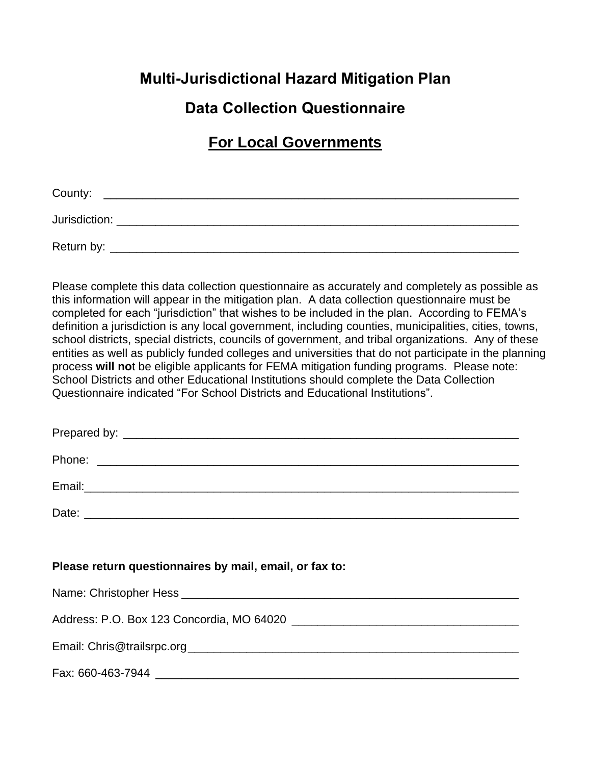# Multi-Jurisdictional Hazard Mitigation Plan

## Data Collection Questionnaire

## For Local Governments

County: ___________________________________________________________________

Jurisdiction: _______________________________________________________________

Return by: _________________________________________________________________

Please complete this data collection questionnaire as accurately and completely as possible as this information will appear in the mitigation plan. A data collection questionnaire must be completed for each "jurisdiction" that wishes to be included in the plan. According to FEMA's definition a jurisdiction is any local government, including counties, municipalities, cities, towns, school districts, special districts, councils of government, and tribal organizations. Any of these entities as well as publicly funded colleges and universities that do not participate in the planning process **will not** be eligible applicants for FEMA mitigation funding programs. Please note: School Districts and other Educational Institutions should complete the Data Collection Questionnaire indicated "For School Districts and Educational Institutions".

Prepared by: _______________________________________________________________

Phone: ____________________________________________________________________

Email:_____________________________________________________________________

Date: _____________________________________________________________________

**Please return questionnaires by mail, email, or fax to:**

Name: Christopher Hess _______________________________________________________

Address: P.O. Box 123 Concordia, MO 64020 ___________________________________

Email: Chris@trailsrpc.org_____________________________________________________

Fax: 660-463-7944 __________________________________________________________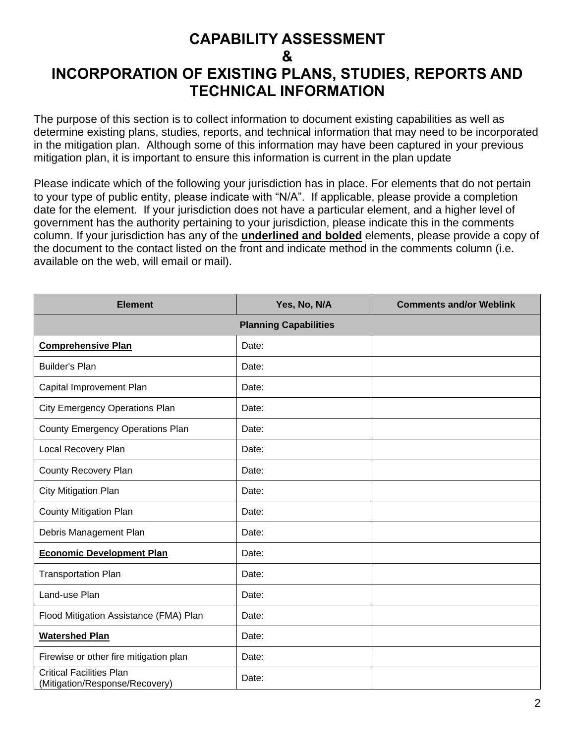# CAPABILITY ASSESSMENT
# &
# INCORPORATION OF EXISTING PLANS, STUDIES, REPORTS AND TECHNICAL INFORMATION

The purpose of this section is to collect information to document existing capabilities as well as determine existing plans, studies, reports, and technical information that may need to be incorporated in the mitigation plan. Although some of this information may have been captured in your previous mitigation plan, it is important to ensure this information is current in the plan update

Please indicate which of the following your jurisdiction has in place. For elements that do not pertain to your type of public entity, please indicate with "N/A". If applicable, please provide a completion date for the element. If your jurisdiction does not have a particular element, and a higher level of government has the authority pertaining to your jurisdiction, please indicate this in the comments column. If your jurisdiction has any of the **underlined and bolded** elements, please provide a copy of the document to the contact listed on the front and indicate method in the comments column (i.e. available on the web, will email or mail).

| Element | Yes, No, N/A | Comments and/or Weblink |
|---|---|---|
| **Planning Capabilities** | | |
| **Comprehensive Plan** | Date: | |
| Builder's Plan | Date: | |
| Capital Improvement Plan | Date: | |
| City Emergency Operations Plan | Date: | |
| County Emergency Operations Plan | Date: | |
| Local Recovery Plan | Date: | |
| County Recovery Plan | Date: | |
| City Mitigation Plan | Date: | |
| County Mitigation Plan | Date: | |
| Debris Management Plan | Date: | |
| **Economic Development Plan** | Date: | |
| Transportation Plan | Date: | |
| Land-use Plan | Date: | |
| Flood Mitigation Assistance (FMA) Plan | Date: | |
| **Watershed Plan** | Date: | |
| Firewise or other fire mitigation plan | Date: | |
| Critical Facilities Plan (Mitigation/Response/Recovery) | Date: | |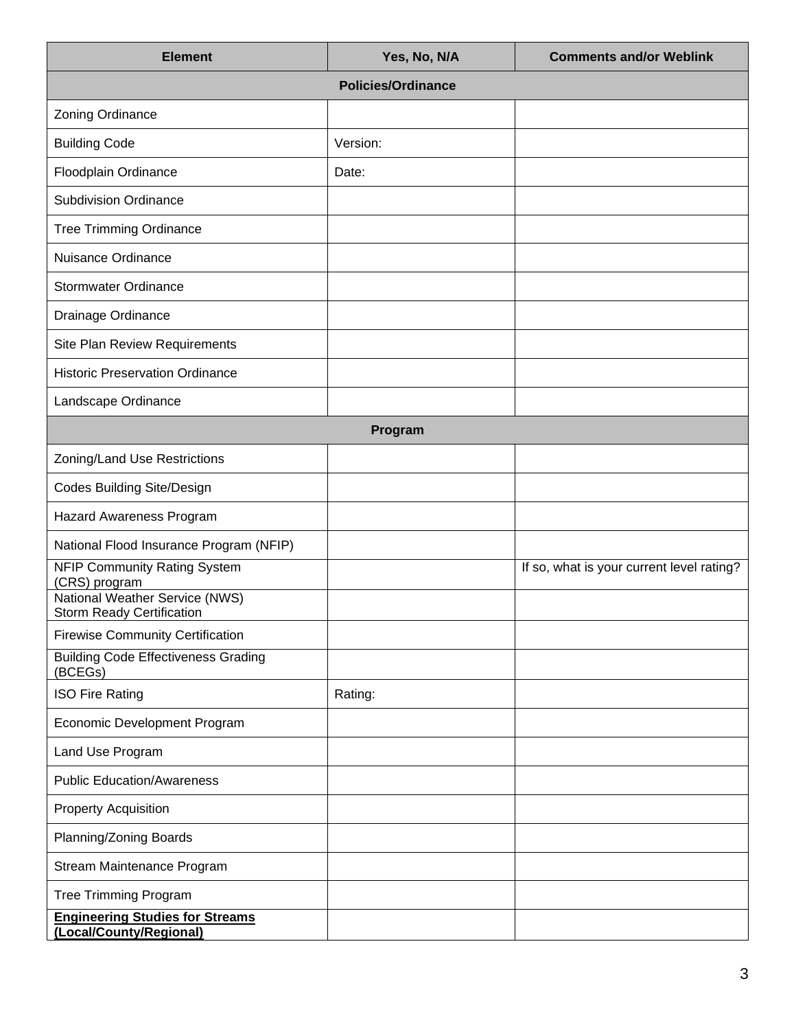| Element | Yes, No, N/A | Comments and/or Weblink |
| --- | --- | --- |
| **Policies/Ordinance** | | |
| Zoning Ordinance | | |
| Building Code | Version: | |
| Floodplain Ordinance | Date: | |
| Subdivision Ordinance | | |
| Tree Trimming Ordinance | | |
| Nuisance Ordinance | | |
| Stormwater Ordinance | | |
| Drainage Ordinance | | |
| Site Plan Review Requirements | | |
| Historic Preservation Ordinance | | |
| Landscape Ordinance | | |
| **Program** | | |
| Zoning/Land Use Restrictions | | |
| Codes Building Site/Design | | |
| Hazard Awareness Program | | |
| National Flood Insurance Program (NFIP) | | |
| NFIP Community Rating System (CRS) program | | If so, what is your current level rating? |
| National Weather Service (NWS) Storm Ready Certification | | |
| Firewise Community Certification | | |
| Building Code Effectiveness Grading (BCEGs) | | |
| ISO Fire Rating | Rating: | |
| Economic Development Program | | |
| Land Use Program | | |
| Public Education/Awareness | | |
| Property Acquisition | | |
| Planning/Zoning Boards | | |
| Stream Maintenance Program | | |
| Tree Trimming Program | | |
| **Engineering Studies for Streams (Local/County/Regional)** | | |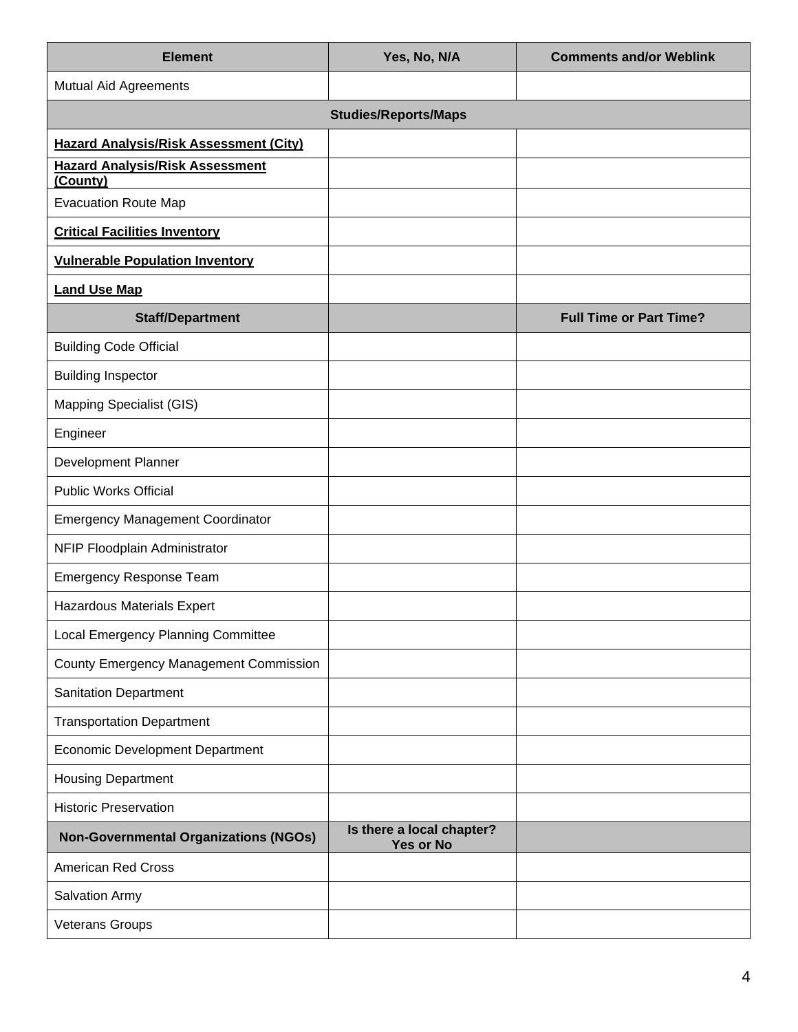| Element | Yes, No, N/A | Comments and/or Weblink |
|---|---|---|
| Mutual Aid Agreements | | |
| **Studies/Reports/Maps** | | |
| **Hazard Analysis/Risk Assessment (City)** | | |
| **Hazard Analysis/Risk Assessment (County)** | | |
| Evacuation Route Map | | |
| **Critical Facilities Inventory** | | |
| **Vulnerable Population Inventory** | | |
| **Land Use Map** | | |
| **Staff/Department** | | **Full Time or Part Time?** |
| Building Code Official | | |
| Building Inspector | | |
| Mapping Specialist (GIS) | | |
| Engineer | | |
| Development Planner | | |
| Public Works Official | | |
| Emergency Management Coordinator | | |
| NFIP Floodplain Administrator | | |
| Emergency Response Team | | |
| Hazardous Materials Expert | | |
| Local Emergency Planning Committee | | |
| County Emergency Management Commission | | |
| Sanitation Department | | |
| Transportation Department | | |
| Economic Development Department | | |
| Housing Department | | |
| Historic Preservation | | |
| **Non-Governmental Organizations (NGOs)** | **Is there a local chapter? Yes or No** | |
| American Red Cross | | |
| Salvation Army | | |
| Veterans Groups | | |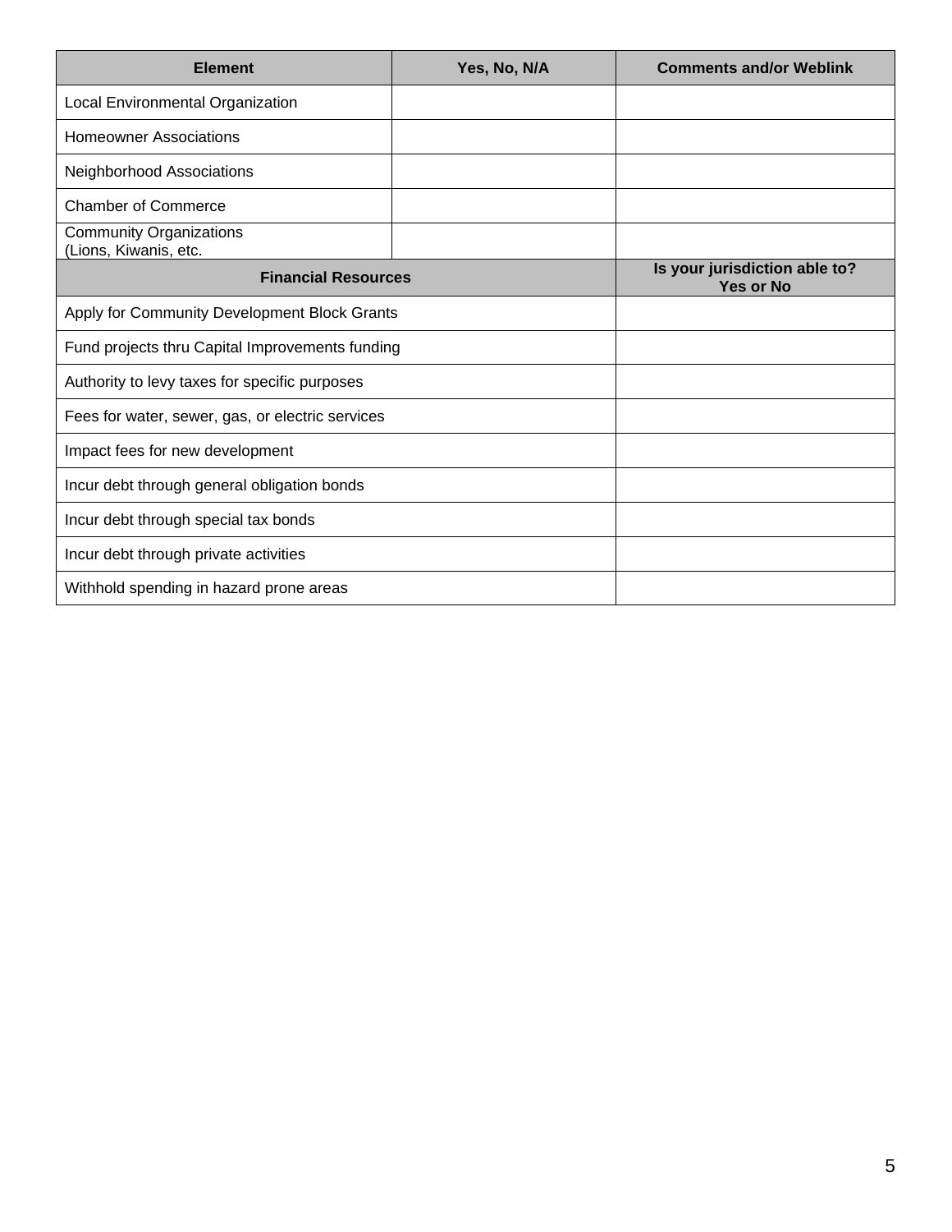| Element | Yes, No, N/A | Comments and/or Weblink |
| --- | --- | --- |
| Local Environmental Organization | | |
| Homeowner Associations | | |
| Neighborhood Associations | | |
| Chamber of Commerce | | |
| Community Organizations (Lions, Kiwanis, etc. | | |
| **Financial Resources** | | **Is your jurisdiction able to? Yes or No** |
| Apply for Community Development Block Grants | | |
| Fund projects thru Capital Improvements funding | | |
| Authority to levy taxes for specific purposes | | |
| Fees for water, sewer, gas, or electric services | | |
| Impact fees for new development | | |
| Incur debt through general obligation bonds | | |
| Incur debt through special tax bonds | | |
| Incur debt through private activities | | |
| Withhold spending in hazard prone areas | | |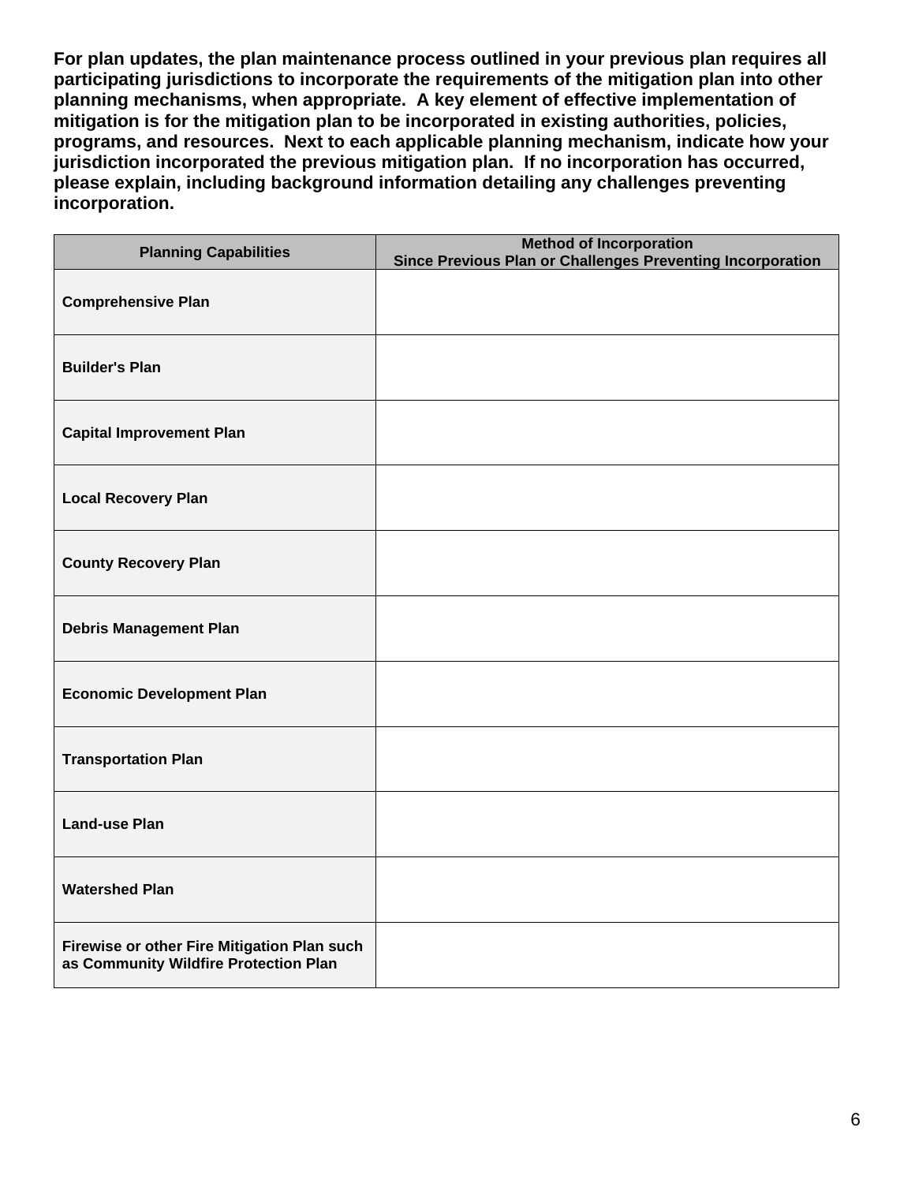**For plan updates, the plan maintenance process outlined in your previous plan requires all participating jurisdictions to incorporate the requirements of the mitigation plan into other planning mechanisms, when appropriate. A key element of effective implementation of mitigation is for the mitigation plan to be incorporated in existing authorities, policies, programs, and resources. Next to each applicable planning mechanism, indicate how your jurisdiction incorporated the previous mitigation plan. If no incorporation has occurred, please explain, including background information detailing any challenges preventing incorporation.**

| Planning Capabilities | Method of Incorporation Since Previous Plan or Challenges Preventing Incorporation |
|---|---|
| Comprehensive Plan | |
| Builder's Plan | |
| Capital Improvement Plan | |
| Local Recovery Plan | |
| County Recovery Plan | |
| Debris Management Plan | |
| Economic Development Plan | |
| Transportation Plan | |
| Land-use Plan | |
| Watershed Plan | |
| Firewise or other Fire Mitigation Plan such as Community Wildfire Protection Plan | |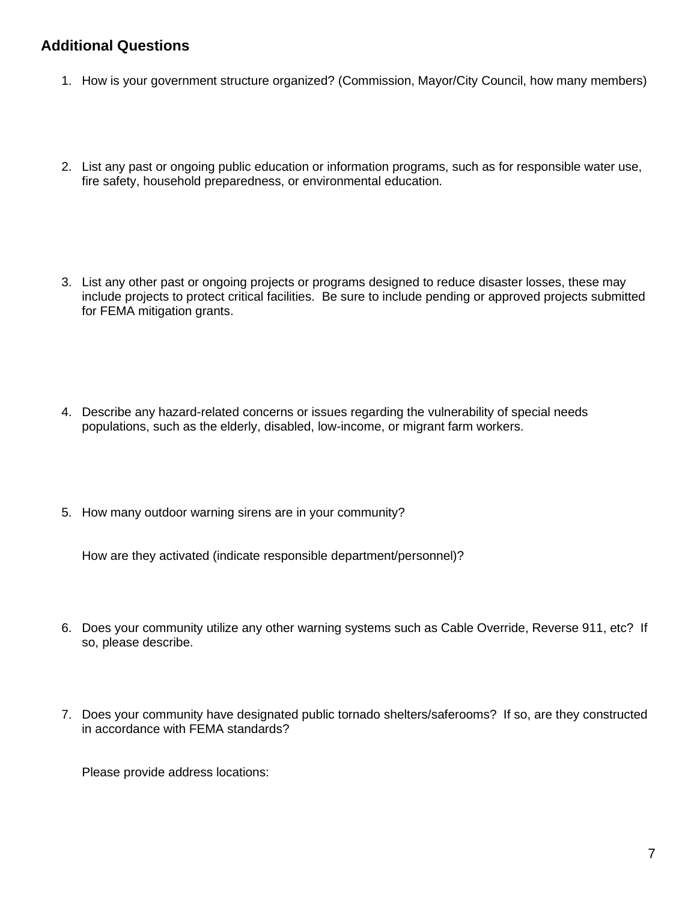## Additional Questions

1. How is your government structure organized? (Commission, Mayor/City Council, how many members)

2. List any past or ongoing public education or information programs, such as for responsible water use, fire safety, household preparedness, or environmental education.

3. List any other past or ongoing projects or programs designed to reduce disaster losses, these may include projects to protect critical facilities. Be sure to include pending or approved projects submitted for FEMA mitigation grants.

4. Describe any hazard-related concerns or issues regarding the vulnerability of special needs populations, such as the elderly, disabled, low-income, or migrant farm workers.

5. How many outdoor warning sirens are in your community?

   How are they activated (indicate responsible department/personnel)?

6. Does your community utilize any other warning systems such as Cable Override, Reverse 911, etc? If so, please describe.

7. Does your community have designated public tornado shelters/saferooms? If so, are they constructed in accordance with FEMA standards?

   Please provide address locations: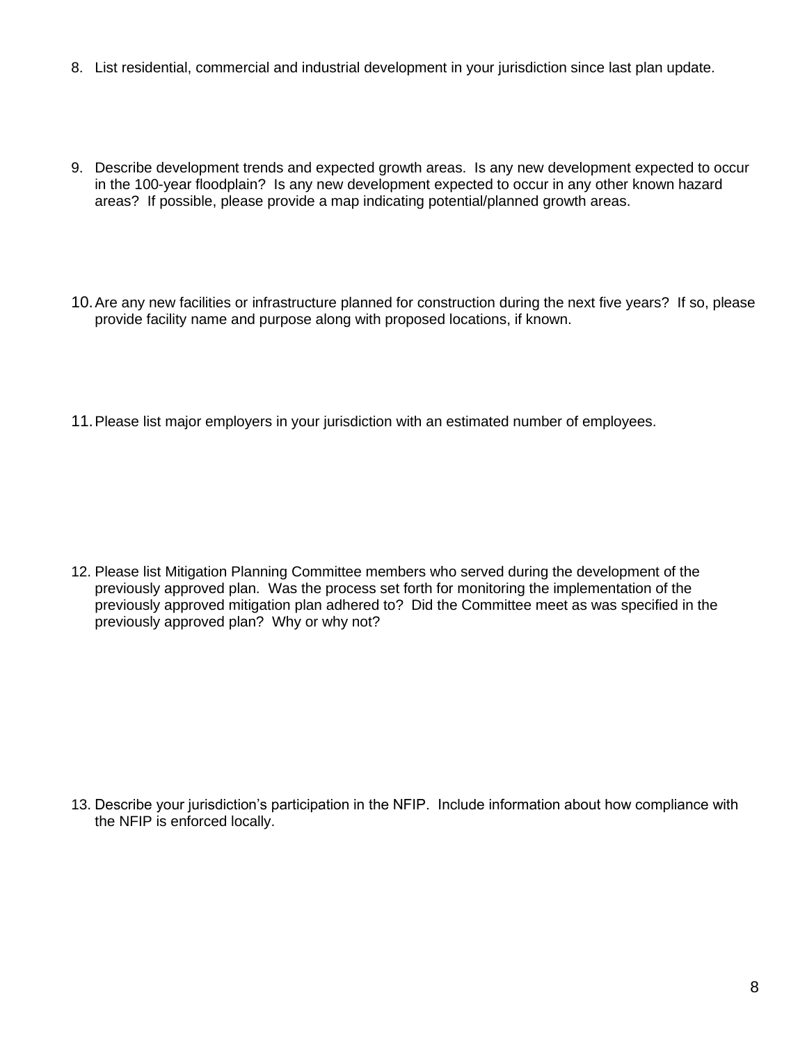8. List residential, commercial and industrial development in your jurisdiction since last plan update.

9. Describe development trends and expected growth areas. Is any new development expected to occur in the 100-year floodplain? Is any new development expected to occur in any other known hazard areas? If possible, please provide a map indicating potential/planned growth areas.

10. Are any new facilities or infrastructure planned for construction during the next five years? If so, please provide facility name and purpose along with proposed locations, if known.

11. Please list major employers in your jurisdiction with an estimated number of employees.

12. Please list Mitigation Planning Committee members who served during the development of the previously approved plan. Was the process set forth for monitoring the implementation of the previously approved mitigation plan adhered to? Did the Committee meet as was specified in the previously approved plan? Why or why not?

13. Describe your jurisdiction's participation in the NFIP. Include information about how compliance with the NFIP is enforced locally.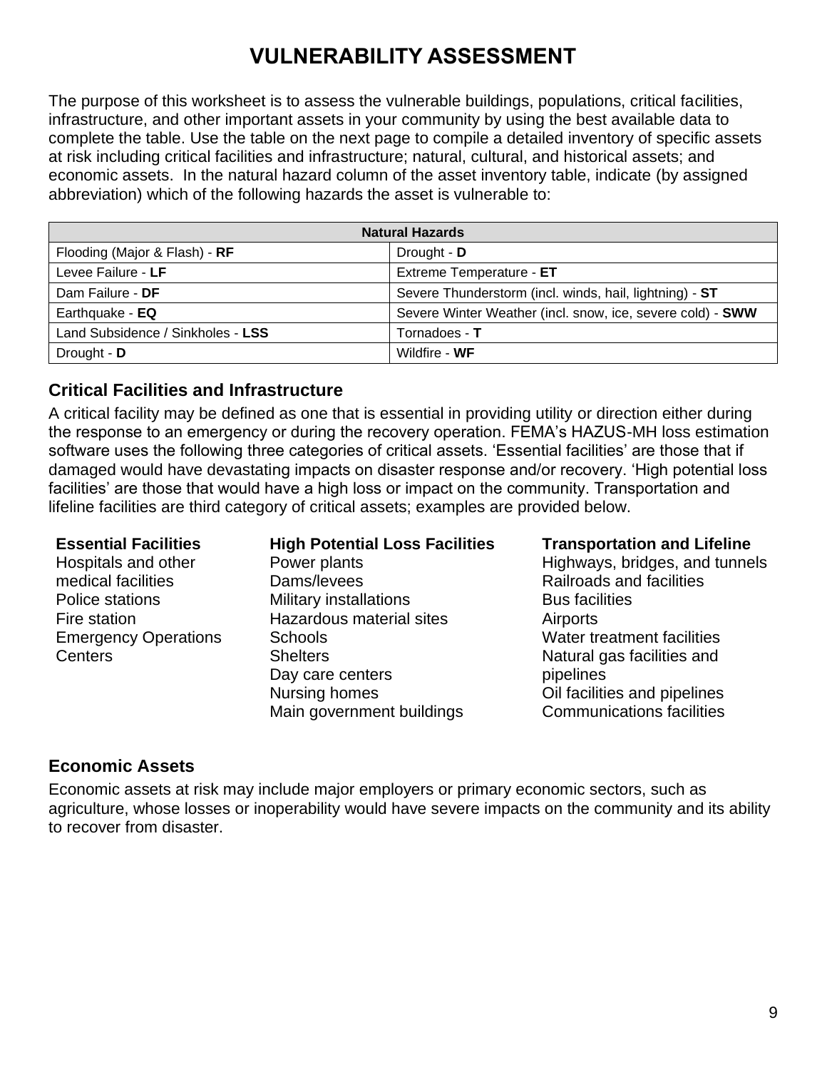# VULNERABILITY ASSESSMENT

The purpose of this worksheet is to assess the vulnerable buildings, populations, critical facilities, infrastructure, and other important assets in your community by using the best available data to complete the table. Use the table on the next page to compile a detailed inventory of specific assets at risk including critical facilities and infrastructure; natural, cultural, and historical assets; and economic assets. In the natural hazard column of the asset inventory table, indicate (by assigned abbreviation) which of the following hazards the asset is vulnerable to:

| **Natural Hazards** | |
|---|---|
| Flooding (Major & Flash) - **RF** | Drought - **D** |
| Levee Failure - **LF** | Extreme Temperature - **ET** |
| Dam Failure - **DF** | Severe Thunderstorm (incl. winds, hail, lightning) - **ST** |
| Earthquake - **EQ** | Severe Winter Weather (incl. snow, ice, severe cold) - **SWW** |
| Land Subsidence / Sinkholes - **LSS** | Tornadoes - **T** |
| Drought - **D** | Wildfire - **WF** |

## Critical Facilities and Infrastructure

A critical facility may be defined as one that is essential in providing utility or direction either during the response to an emergency or during the recovery operation. FEMA's HAZUS-MH loss estimation software uses the following three categories of critical assets. 'Essential facilities' are those that if damaged would have devastating impacts on disaster response and/or recovery. 'High potential loss facilities' are those that would have a high loss or impact on the community. Transportation and lifeline facilities are third category of critical assets; examples are provided below.

**Essential Facilities**
Hospitals and other medical facilities
Police stations
Fire station
Emergency Operations Centers

**High Potential Loss Facilities**
Power plants
Dams/levees
Military installations
Hazardous material sites
Schools
Shelters
Day care centers
Nursing homes
Main government buildings

**Transportation and Lifeline**
Highways, bridges, and tunnels
Railroads and facilities
Bus facilities
Airports
Water treatment facilities
Natural gas facilities and pipelines
Oil facilities and pipelines
Communications facilities

## Economic Assets

Economic assets at risk may include major employers or primary economic sectors, such as agriculture, whose losses or inoperability would have severe impacts on the community and its ability to recover from disaster.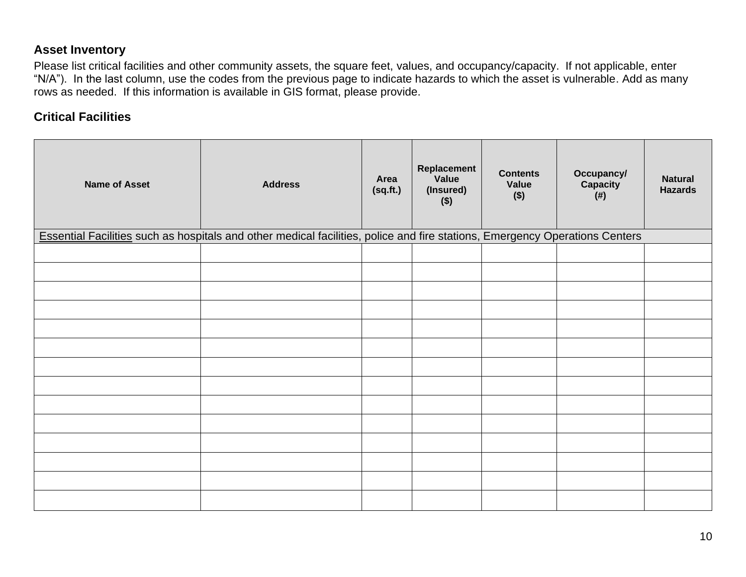### Asset Inventory

Please list critical facilities and other community assets, the square feet, values, and occupancy/capacity. If not applicable, enter "N/A"). In the last column, use the codes from the previous page to indicate hazards to which the asset is vulnerable. Add as many rows as needed. If this information is available in GIS format, please provide.

### Critical Facilities

| Name of Asset | Address | Area (sq.ft.) | Replacement Value (Insured) ($) | Contents Value ($) | Occupancy/ Capacity (#) | Natural Hazards |
|---|---|---|---|---|---|---|
| Essential Facilities such as hospitals and other medical facilities, police and fire stations, Emergency Operations Centers | | | | | | |
| | | | | | | |
| | | | | | | |
| | | | | | | |
| | | | | | | |
| | | | | | | |
| | | | | | | |
| | | | | | | |
| | | | | | | |
| | | | | | | |
| | | | | | | |
| | | | | | | |
| | | | | | | |
| | | | | | | |
| | | | | | | |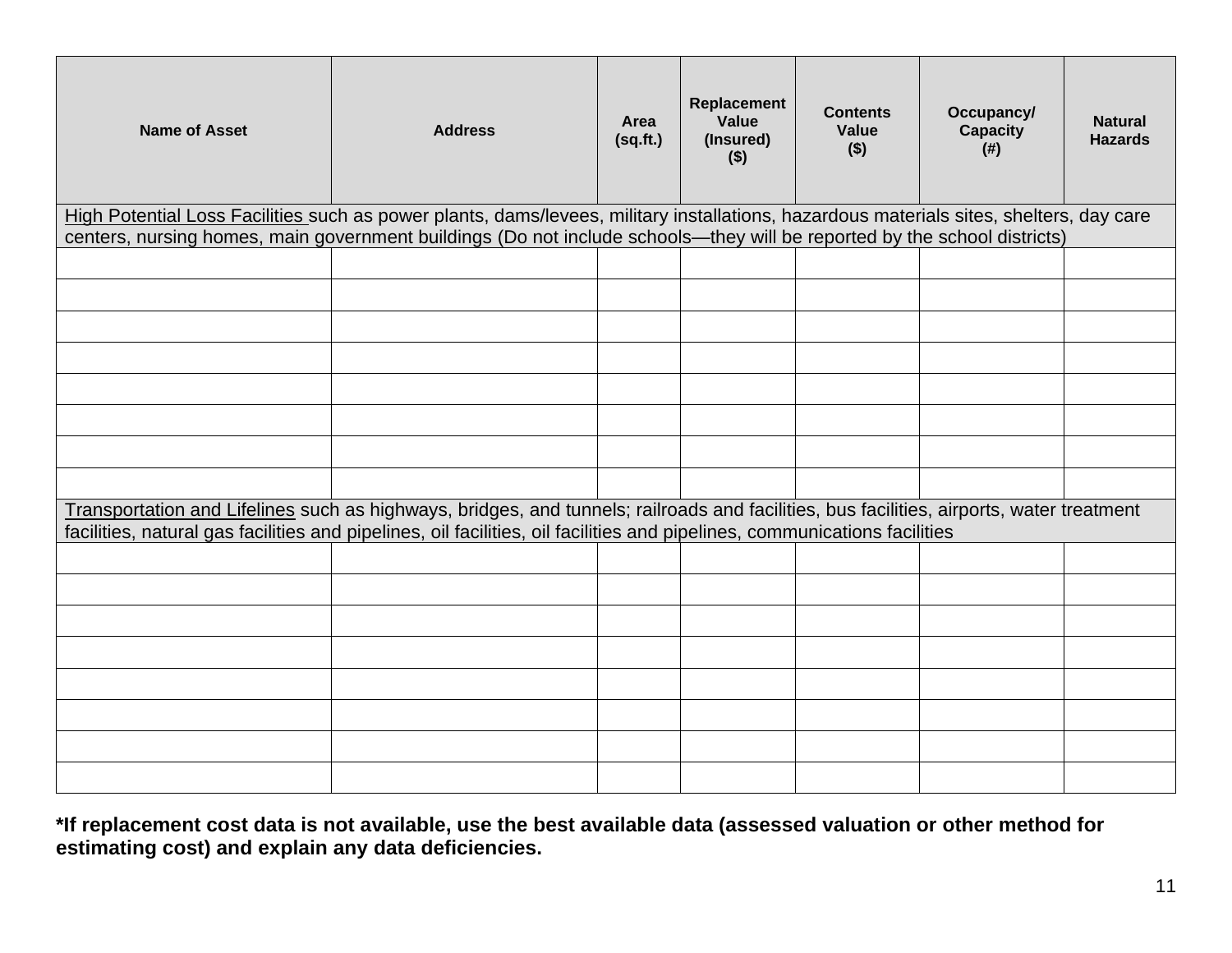| Name of Asset | Address | Area (sq.ft.) | Replacement Value (Insured) ($) | Contents Value ($) | Occupancy/ Capacity (#) | Natural Hazards |
|---|---|---|---|---|---|---|
| High Potential Loss Facilities such as power plants, dams/levees, military installations, hazardous materials sites, shelters, day care centers, nursing homes, main government buildings (Do not include schools—they will be reported by the school districts) | | | | | | |
| | | | | | | |
| | | | | | | |
| | | | | | | |
| | | | | | | |
| | | | | | | |
| | | | | | | |
| | | | | | | |
| | | | | | | |
| Transportation and Lifelines such as highways, bridges, and tunnels; railroads and facilities, bus facilities, airports, water treatment facilities, natural gas facilities and pipelines, oil facilities, oil facilities and pipelines, communications facilities | | | | | | |
| | | | | | | |
| | | | | | | |
| | | | | | | |
| | | | | | | |
| | | | | | | |
| | | | | | | |
| | | | | | | |
| | | | | | | |

**\*If replacement cost data is not available, use the best available data (assessed valuation or other method for estimating cost) and explain any data deficiencies.**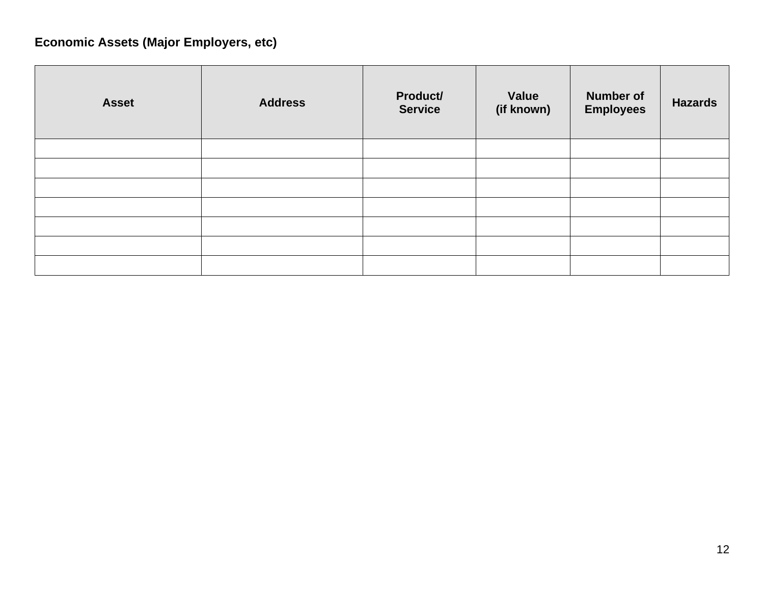**Economic Assets (Major Employers, etc)**

| Asset | Address | Product/ Service | Value (if known) | Number of Employees | Hazards |
|---|---|---|---|---|---|
| | | | | | |
| | | | | | |
| | | | | | |
| | | | | | |
| | | | | | |
| | | | | | |
| | | | | | |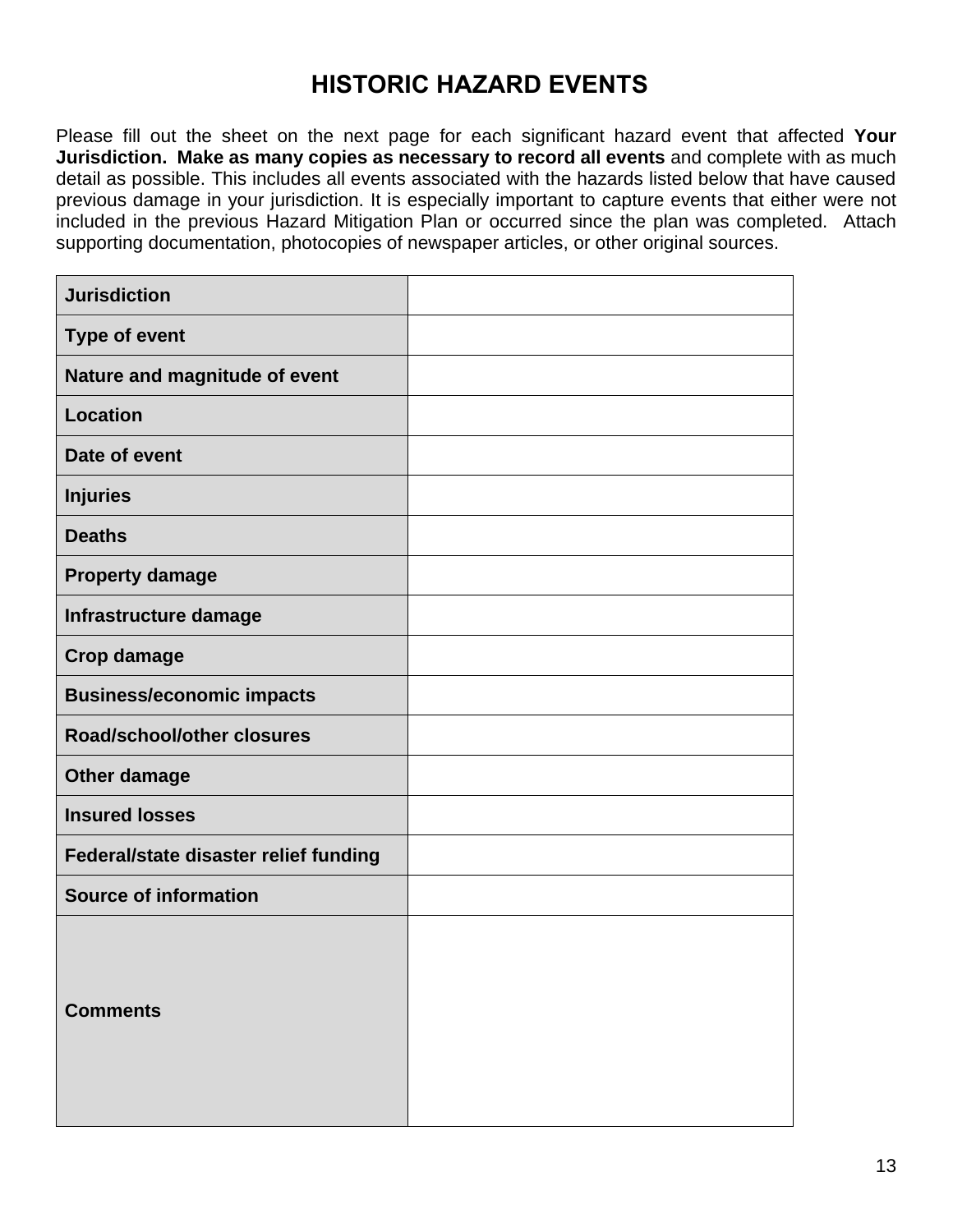# HISTORIC HAZARD EVENTS

Please fill out the sheet on the next page for each significant hazard event that affected **Your Jurisdiction. Make as many copies as necessary to record all events** and complete with as much detail as possible. This includes all events associated with the hazards listed below that have caused previous damage in your jurisdiction. It is especially important to capture events that either were not included in the previous Hazard Mitigation Plan or occurred since the plan was completed. Attach supporting documentation, photocopies of newspaper articles, or other original sources.

| | |
|---|---|
| **Jurisdiction** | |
| **Type of event** | |
| **Nature and magnitude of event** | |
| **Location** | |
| **Date of event** | |
| **Injuries** | |
| **Deaths** | |
| **Property damage** | |
| **Infrastructure damage** | |
| **Crop damage** | |
| **Business/economic impacts** | |
| **Road/school/other closures** | |
| **Other damage** | |
| **Insured losses** | |
| **Federal/state disaster relief funding** | |
| **Source of information** | |
| **Comments** | |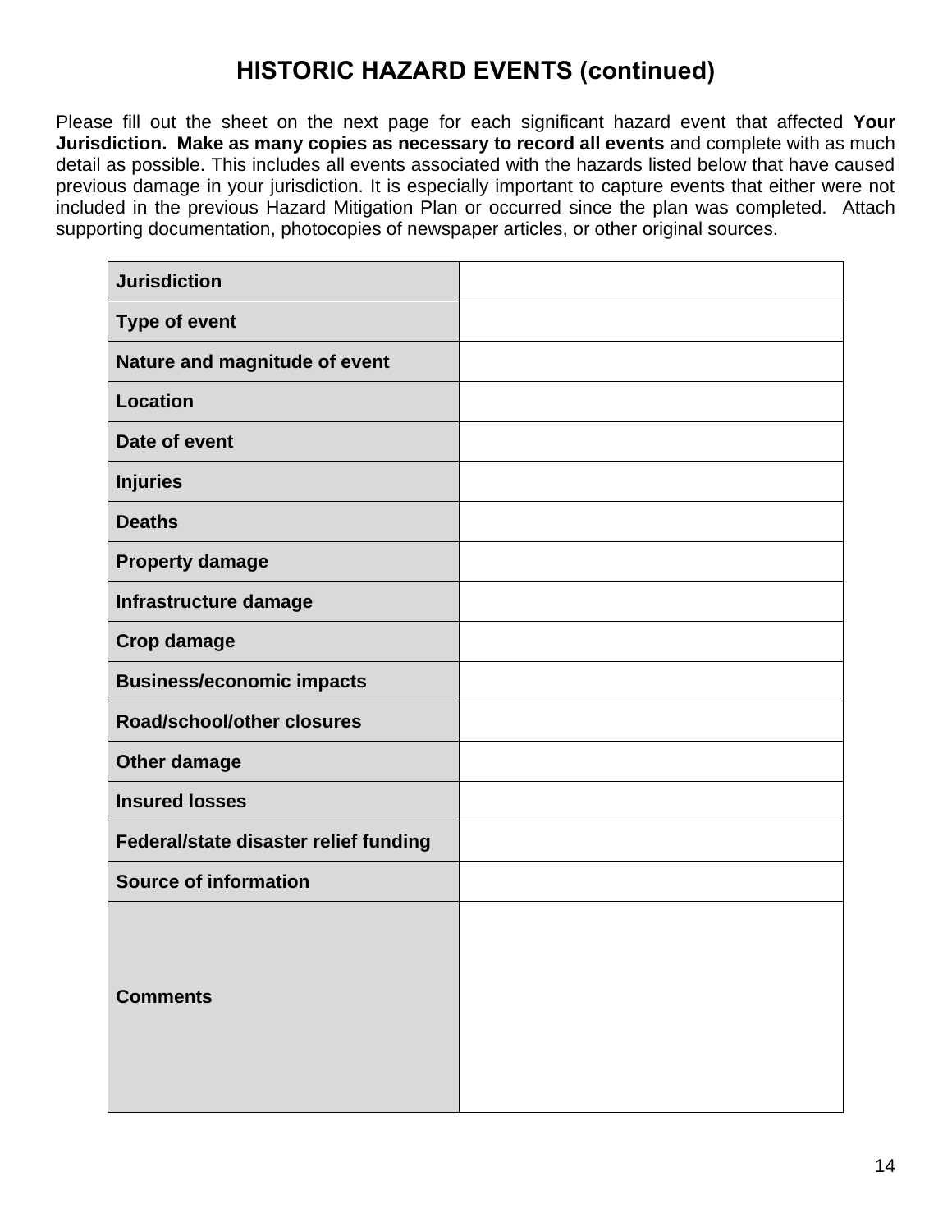# HISTORIC HAZARD EVENTS (continued)

Please fill out the sheet on the next page for each significant hazard event that affected **Your Jurisdiction. Make as many copies as necessary to record all events** and complete with as much detail as possible. This includes all events associated with the hazards listed below that have caused previous damage in your jurisdiction. It is especially important to capture events that either were not included in the previous Hazard Mitigation Plan or occurred since the plan was completed. Attach supporting documentation, photocopies of newspaper articles, or other original sources.

| | |
|---|---|
| **Jurisdiction** | |
| **Type of event** | |
| **Nature and magnitude of event** | |
| **Location** | |
| **Date of event** | |
| **Injuries** | |
| **Deaths** | |
| **Property damage** | |
| **Infrastructure damage** | |
| **Crop damage** | |
| **Business/economic impacts** | |
| **Road/school/other closures** | |
| **Other damage** | |
| **Insured losses** | |
| **Federal/state disaster relief funding** | |
| **Source of information** | |
| **Comments** | |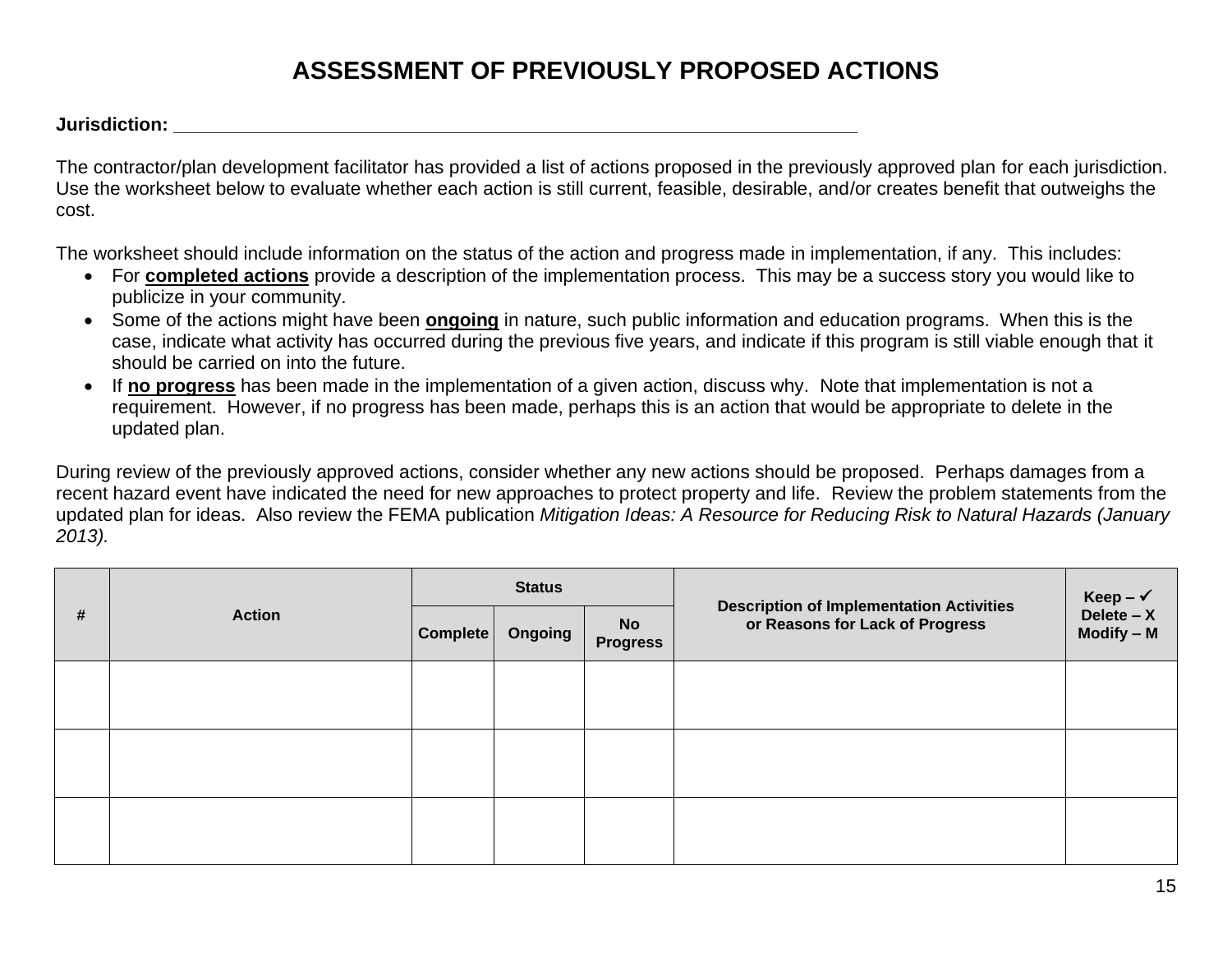# ASSESSMENT OF PREVIOUSLY PROPOSED ACTIONS

**Jurisdiction:** ___________________________________________________________________

The contractor/plan development facilitator has provided a list of actions proposed in the previously approved plan for each jurisdiction. Use the worksheet below to evaluate whether each action is still current, feasible, desirable, and/or creates benefit that outweighs the cost.

The worksheet should include information on the status of the action and progress made in implementation, if any. This includes:

- For **completed actions** provide a description of the implementation process. This may be a success story you would like to publicize in your community.
- Some of the actions might have been **ongoing** in nature, such public information and education programs. When this is the case, indicate what activity has occurred during the previous five years, and indicate if this program is still viable enough that it should be carried on into the future.
- If **no progress** has been made in the implementation of a given action, discuss why. Note that implementation is not a requirement. However, if no progress has been made, perhaps this is an action that would be appropriate to delete in the updated plan.

During review of the previously approved actions, consider whether any new actions should be proposed. Perhaps damages from a recent hazard event have indicated the need for new approaches to protect property and life. Review the problem statements from the updated plan for ideas. Also review the FEMA publication *Mitigation Ideas: A Resource for Reducing Risk to Natural Hazards (January 2013).*

| # | Action | Status | | | Description of Implementation Activities or Reasons for Lack of Progress | Keep – ✓ Delete – X Modify – M |
|---|---|---|---|---|---|---|
| | | Complete | Ongoing | No Progress | | |
| | | | | | | |
| | | | | | | |
| | | | | | | |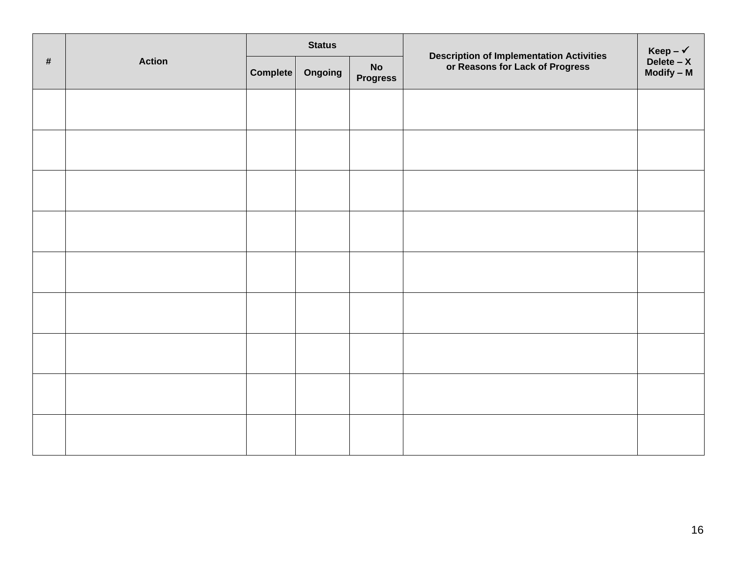| # | Action | Status | | | Description of Implementation Activities or Reasons for Lack of Progress | Keep – ✓ Delete – X Modify – M |
|---|---|---|---|---|---|---|
| | | Complete | Ongoing | No Progress | | |
| | | | | | | |
| | | | | | | |
| | | | | | | |
| | | | | | | |
| | | | | | | |
| | | | | | | |
| | | | | | | |
| | | | | | | |
| | | | | | | |